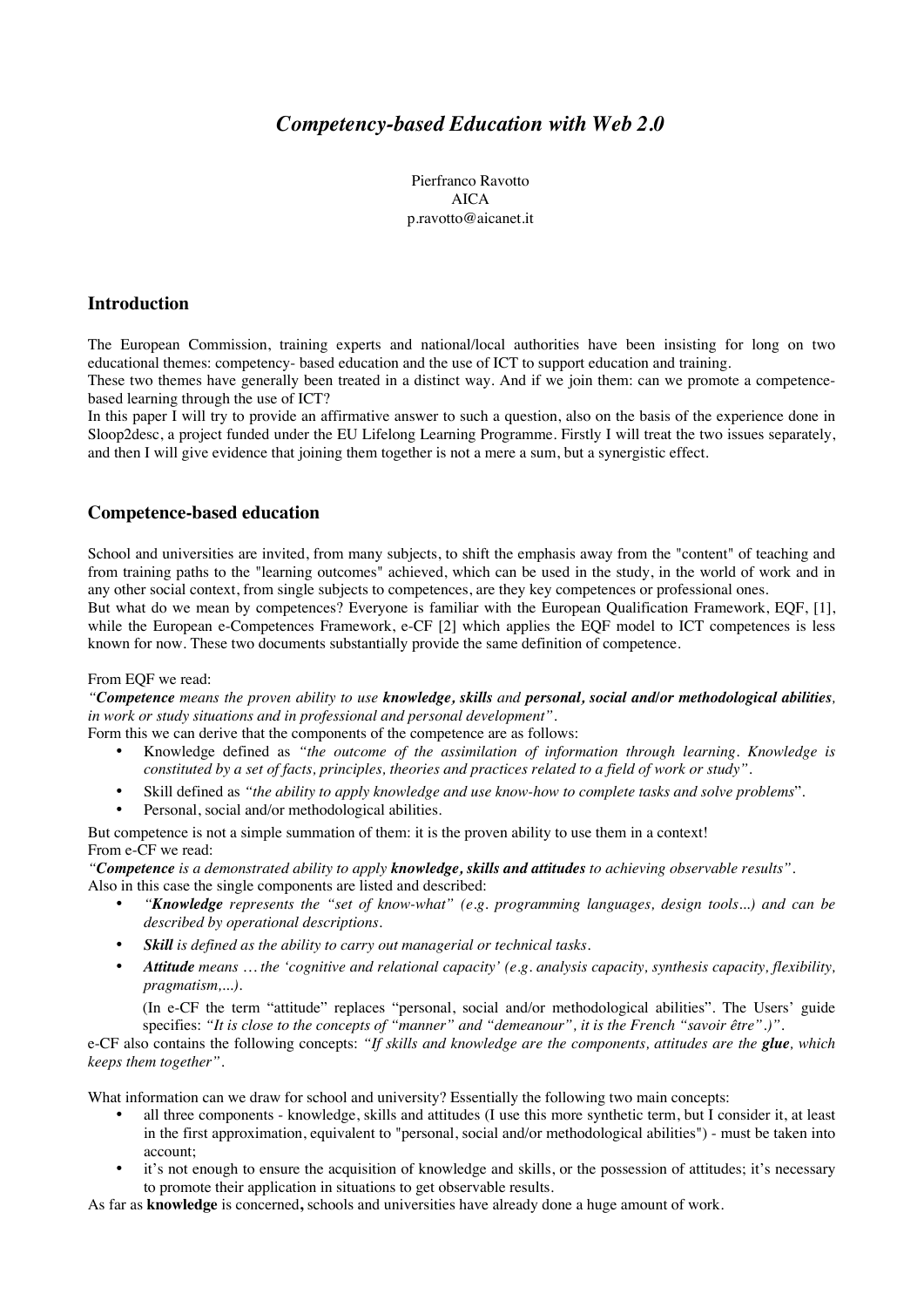# *Competency-based Education with Web 2.0*

Pierfranco Ravotto
AICA
p.ravotto@aicanet.it

## Introduction

The European Commission, training experts and national/local authorities have been insisting for long on two educational themes: competency- based education and the use of ICT to support education and training.
These two themes have generally been treated in a distinct way. And if we join them: can we promote a competence-based learning through the use of ICT?
In this paper I will try to provide an affirmative answer to such a question, also on the basis of the experience done in Sloop2desc, a project funded under the EU Lifelong Learning Programme. Firstly I will treat the two issues separately, and then I will give evidence that joining them together is not a mere a sum, but a synergistic effect.

## Competence-based education

School and universities are invited, from many subjects, to shift the emphasis away from the "content" of teaching and from training paths to the "learning outcomes" achieved, which can be used in the study, in the world of work and in any other social context, from single subjects to competences, are they key competences or professional ones.
But what do we mean by competences? Everyone is familiar with the European Qualification Framework, EQF, [1], while the European e-Competences Framework, e-CF [2] which applies the EQF model to ICT competences is less known for now. These two documents substantially provide the same definition of competence.

From EQF we read:
*"**Competence** means the proven ability to use **knowledge, skills** and **personal, social and/or methodological abilities**, in work or study situations and in professional and personal development".*
Form this we can derive that the components of the competence are as follows:

- Knowledge defined as *"the outcome of the assimilation of information through learning. Knowledge is constituted by a set of facts, principles, theories and practices related to a field of work or study".*
- Skill defined as *"the ability to apply knowledge and use know-how to complete tasks and solve problems*".
- Personal, social and/or methodological abilities.

But competence is not a simple summation of them: it is the proven ability to use them in a context!
From e-CF we read:
*"**Competence** is a demonstrated ability to apply **knowledge, skills and attitudes** to achieving observable results".*
Also in this case the single components are listed and described:

- *"**Knowledge** represents the "set of know-what" (e.g. programming languages, design tools…) and can be described by operational descriptions.*
- ***Skill** is defined as the ability to carry out managerial or technical tasks.*
- ***Attitude** means … the 'cognitive and relational capacity' (e.g. analysis capacity, synthesis capacity, flexibility, pragmatism,...).*

  (In e-CF the term "attitude" replaces "personal, social and/or methodological abilities". The Users' guide specifies: *"It is close to the concepts of "manner" and "demeanour", it is the French "savoir être".)"*.

e-CF also contains the following concepts: *"If skills and knowledge are the components, attitudes are the **glue**, which keeps them together".*

What information can we draw for school and university? Essentially the following two main concepts:

- all three components - knowledge, skills and attitudes (I use this more synthetic term, but I consider it, at least in the first approximation, equivalent to "personal, social and/or methodological abilities") - must be taken into account;
- it's not enough to ensure the acquisition of knowledge and skills, or the possession of attitudes; it's necessary to promote their application in situations to get observable results.

As far as **knowledge** is concerned**,** schools and universities have already done a huge amount of work.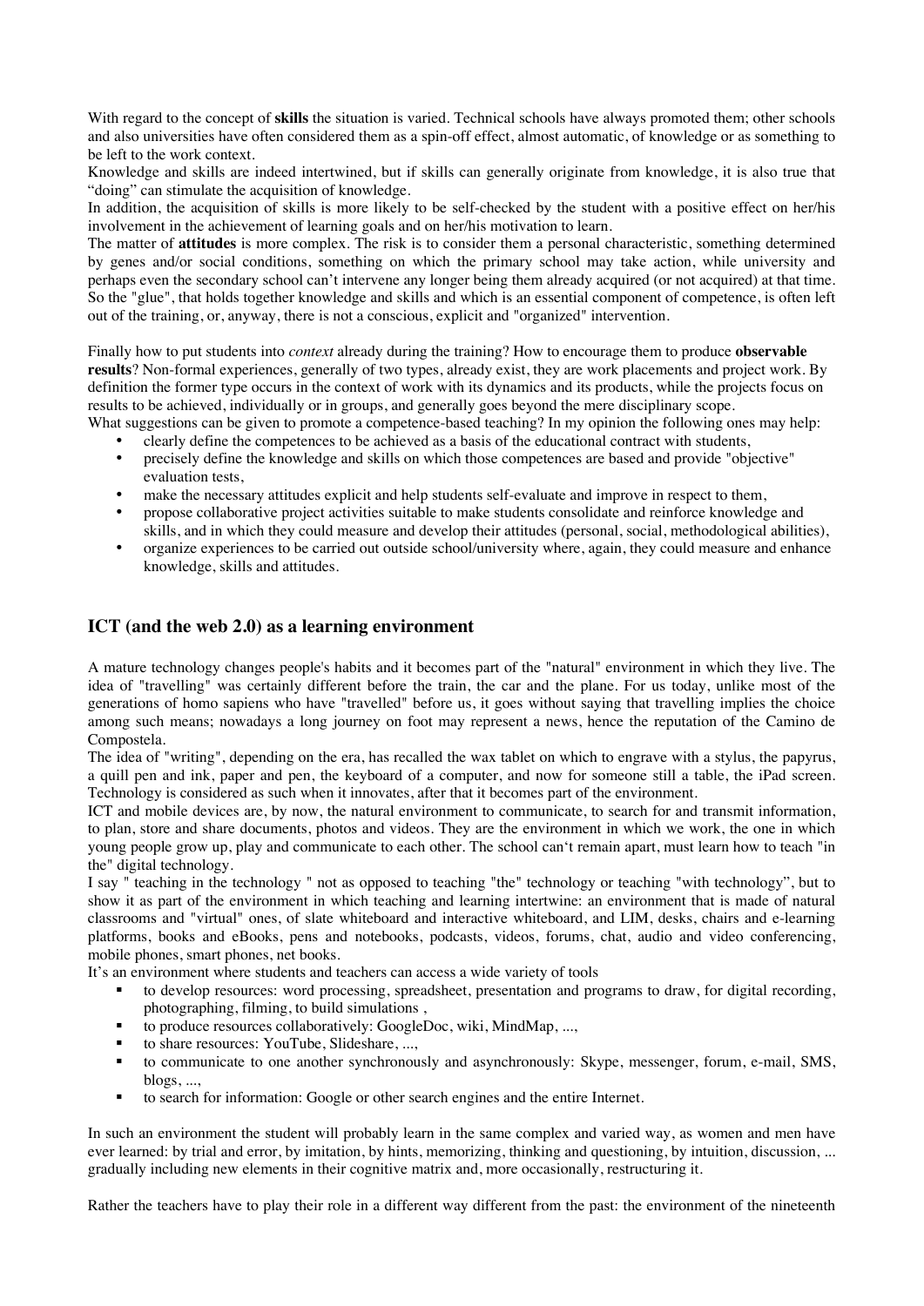With regard to the concept of **skills** the situation is varied. Technical schools have always promoted them; other schools and also universities have often considered them as a spin-off effect, almost automatic, of knowledge or as something to be left to the work context.

Knowledge and skills are indeed intertwined, but if skills can generally originate from knowledge, it is also true that "doing" can stimulate the acquisition of knowledge.

In addition, the acquisition of skills is more likely to be self-checked by the student with a positive effect on her/his involvement in the achievement of learning goals and on her/his motivation to learn.

The matter of **attitudes** is more complex. The risk is to consider them a personal characteristic, something determined by genes and/or social conditions, something on which the primary school may take action, while university and perhaps even the secondary school can't intervene any longer being them already acquired (or not acquired) at that time. So the "glue", that holds together knowledge and skills and which is an essential component of competence, is often left out of the training, or, anyway, there is not a conscious, explicit and "organized" intervention.

Finally how to put students into *context* already during the training? How to encourage them to produce **observable results**? Non-formal experiences, generally of two types, already exist, they are work placements and project work. By definition the former type occurs in the context of work with its dynamics and its products, while the projects focus on results to be achieved, individually or in groups, and generally goes beyond the mere disciplinary scope.

What suggestions can be given to promote a competence-based teaching? In my opinion the following ones may help:

- clearly define the competences to be achieved as a basis of the educational contract with students,
- precisely define the knowledge and skills on which those competences are based and provide "objective" evaluation tests,
- make the necessary attitudes explicit and help students self-evaluate and improve in respect to them,
- propose collaborative project activities suitable to make students consolidate and reinforce knowledge and skills, and in which they could measure and develop their attitudes (personal, social, methodological abilities),
- organize experiences to be carried out outside school/university where, again, they could measure and enhance knowledge, skills and attitudes.

## ICT (and the web 2.0) as a learning environment

A mature technology changes people's habits and it becomes part of the "natural" environment in which they live. The idea of "travelling" was certainly different before the train, the car and the plane. For us today, unlike most of the generations of homo sapiens who have "travelled" before us, it goes without saying that travelling implies the choice among such means; nowadays a long journey on foot may represent a news, hence the reputation of the Camino de Compostela.

The idea of "writing", depending on the era, has recalled the wax tablet on which to engrave with a stylus, the papyrus, a quill pen and ink, paper and pen, the keyboard of a computer, and now for someone still a table, the iPad screen. Technology is considered as such when it innovates, after that it becomes part of the environment.

ICT and mobile devices are, by now, the natural environment to communicate, to search for and transmit information, to plan, store and share documents, photos and videos. They are the environment in which we work, the one in which young people grow up, play and communicate to each other. The school can't remain apart, must learn how to teach "in the" digital technology.

I say " teaching in the technology " not as opposed to teaching "the" technology or teaching "with technology", but to show it as part of the environment in which teaching and learning intertwine: an environment that is made of natural classrooms and "virtual" ones, of slate whiteboard and interactive whiteboard, and LIM, desks, chairs and e-learning platforms, books and eBooks, pens and notebooks, podcasts, videos, forums, chat, audio and video conferencing, mobile phones, smart phones, net books.

It's an environment where students and teachers can access a wide variety of tools

- to develop resources: word processing, spreadsheet, presentation and programs to draw, for digital recording, photographing, filming, to build simulations ,
- to produce resources collaboratively: GoogleDoc, wiki, MindMap, ...,
- to share resources: YouTube, Slideshare, ...,
- to communicate to one another synchronously and asynchronously: Skype, messenger, forum, e-mail, SMS, blogs, ...,
- to search for information: Google or other search engines and the entire Internet.

In such an environment the student will probably learn in the same complex and varied way, as women and men have ever learned: by trial and error, by imitation, by hints, memorizing, thinking and questioning, by intuition, discussion, ... gradually including new elements in their cognitive matrix and, more occasionally, restructuring it.

Rather the teachers have to play their role in a different way different from the past: the environment of the nineteenth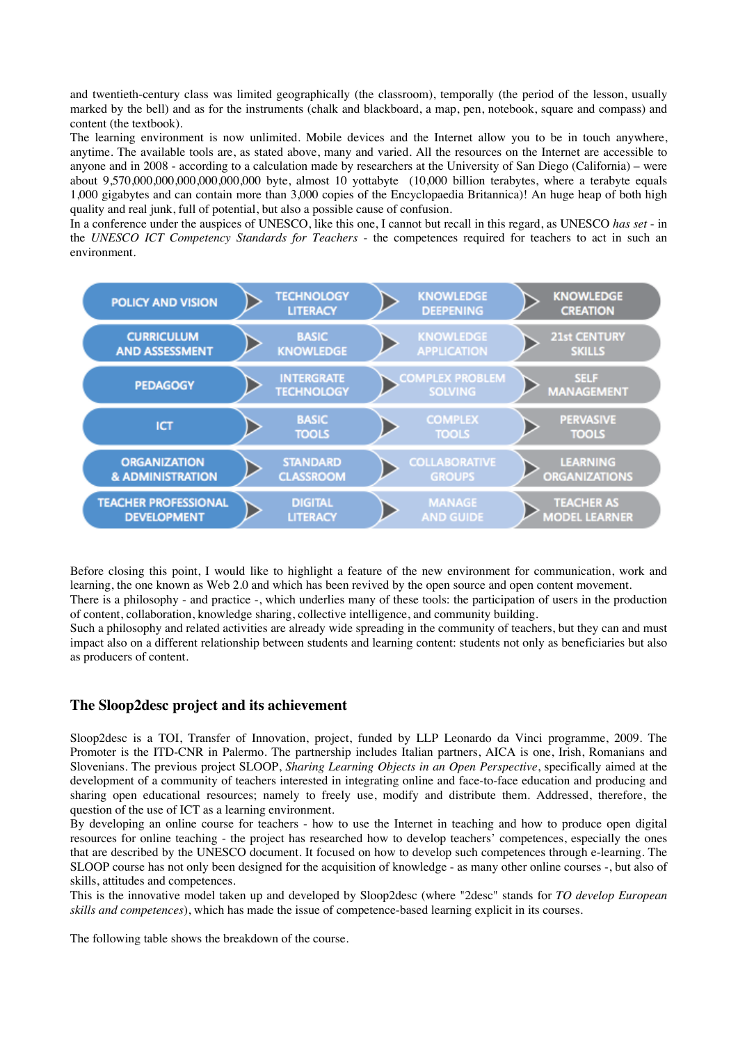and twentieth-century class was limited geographically (the classroom), temporally (the period of the lesson, usually marked by the bell) and as for the instruments (chalk and blackboard, a map, pen, notebook, square and compass) and content (the textbook).

The learning environment is now unlimited. Mobile devices and the Internet allow you to be in touch anywhere, anytime. The available tools are, as stated above, many and varied. All the resources on the Internet are accessible to anyone and in 2008 - according to a calculation made by researchers at the University of San Diego (California) – were about 9,570,000,000,000,000,000 byte, almost 10 yottabyte (10,000 billion terabytes, where a terabyte equals 1,000 gigabytes and can contain more than 3,000 copies of the Encyclopaedia Britannica)! An huge heap of both high quality and real junk, full of potential, but also a possible cause of confusion.

In a conference under the auspices of UNESCO, like this one, I cannot but recall in this regard, as UNESCO *has set* - in the *UNESCO ICT Competency Standards for Teachers* - the competences required for teachers to act in such an environment.

| | | | |
|---|---|---|---|
| POLICY AND VISION | TECHNOLOGY LITERACY | KNOWLEDGE DEEPENING | KNOWLEDGE CREATION |
| CURRICULUM AND ASSESSMENT | BASIC KNOWLEDGE | KNOWLEDGE APPLICATION | 21st CENTURY SKILLS |
| PEDAGOGY | INTERGRATE TECHNOLOGY | COMPLEX PROBLEM SOLVING | SELF MANAGEMENT |
| ICT | BASIC TOOLS | COMPLEX TOOLS | PERVASIVE TOOLS |
| ORGANIZATION & ADMINISTRATION | STANDARD CLASSROOM | COLLABORATIVE GROUPS | LEARNING ORGANIZATIONS |
| TEACHER PROFESSIONAL DEVELOPMENT | DIGITAL LITERACY | MANAGE AND GUIDE | TEACHER AS MODEL LEARNER |

Before closing this point, I would like to highlight a feature of the new environment for communication, work and learning, the one known as Web 2.0 and which has been revived by the open source and open content movement.

There is a philosophy - and practice -, which underlies many of these tools: the participation of users in the production of content, collaboration, knowledge sharing, collective intelligence, and community building.

Such a philosophy and related activities are already wide spreading in the community of teachers, but they can and must impact also on a different relationship between students and learning content: students not only as beneficiaries but also as producers of content.

## The Sloop2desc project and its achievement

Sloop2desc is a TOI, Transfer of Innovation, project, funded by LLP Leonardo da Vinci programme, 2009. The Promoter is the ITD-CNR in Palermo. The partnership includes Italian partners, AICA is one, Irish, Romanians and Slovenians. The previous project SLOOP, *Sharing Learning Objects in an Open Perspective*, specifically aimed at the development of a community of teachers interested in integrating online and face-to-face education and producing and sharing open educational resources; namely to freely use, modify and distribute them. Addressed, therefore, the question of the use of ICT as a learning environment.

By developing an online course for teachers - how to use the Internet in teaching and how to produce open digital resources for online teaching - the project has researched how to develop teachers' competences, especially the ones that are described by the UNESCO document. It focused on how to develop such competences through e-learning. The SLOOP course has not only been designed for the acquisition of knowledge - as many other online courses -, but also of skills, attitudes and competences.

This is the innovative model taken up and developed by Sloop2desc (where "2desc" stands for *TO develop European skills and competences*), which has made the issue of competence-based learning explicit in its courses.

The following table shows the breakdown of the course.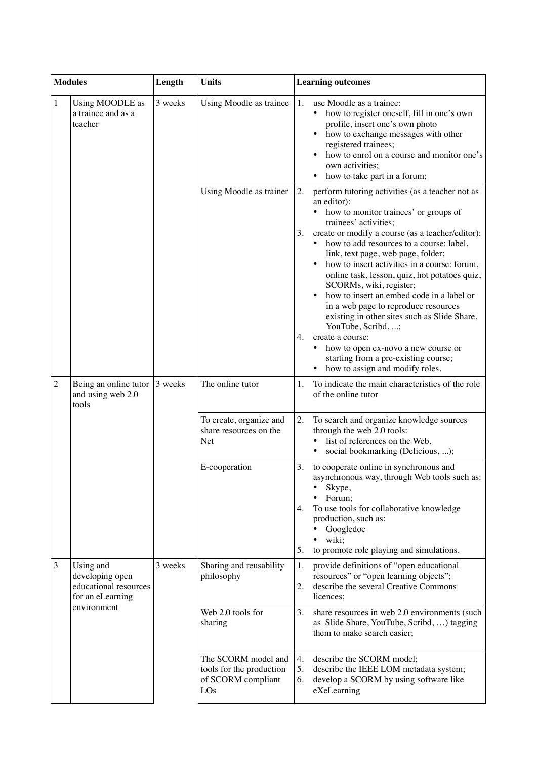| Modules | | Length | Units | Learning outcomes |
|---|---|---|---|---|
| 1 | Using MOODLE as a trainee and as a teacher | 3 weeks | Using Moodle as trainee | 1. use Moodle as a trainee:<br>• how to register oneself, fill in one's own profile, insert one's own photo<br>• how to exchange messages with other registered trainees;<br>• how to enrol on a course and monitor one's own activities;<br>• how to take part in a forum; |
| | | | Using Moodle as trainer | 2. perform tutoring activities (as a teacher not as an editor):<br>• how to monitor trainees' or groups of trainees' activities;<br>3. create or modify a course (as a teacher/editor):<br>• how to add resources to a course: label, link, text page, web page, folder;<br>• how to insert activities in a course: forum, online task, lesson, quiz, hot potatoes quiz, SCORMs, wiki, register;<br>• how to insert an embed code in a label or in a web page to reproduce resources existing in other sites such as Slide Share, YouTube, Scribd, ...;<br>4. create a course:<br>• how to open ex-novo a new course or starting from a pre-existing course;<br>• how to assign and modify roles. |
| 2 | Being an online tutor and using web 2.0 tools | 3 weeks | The online tutor | 1. To indicate the main characteristics of the role of the online tutor |
| | | | To create, organize and share resources on the Net | 2. To search and organize knowledge sources through the web 2.0 tools:<br>• list of references on the Web,<br>• social bookmarking (Delicious, ...); |
| | | | E-cooperation | 3. to cooperate online in synchronous and asynchronous way, through Web tools such as:<br>• Skype,<br>• Forum;<br>4. To use tools for collaborative knowledge production, such as:<br>• Googledoc<br>• wiki;<br>5. to promote role playing and simulations. |
| 3 | Using and developing open educational resources for an eLearning environment | 3 weeks | Sharing and reusability philosophy | 1. provide definitions of "open educational resources" or "open learning objects";<br>2. describe the several Creative Commons licences; |
| | | | Web 2.0 tools for sharing | 3. share resources in web 2.0 environments (such as Slide Share, YouTube, Scribd, …) tagging them to make search easier; |
| | | | The SCORM model and tools for the production of SCORM compliant LOs | 4. describe the SCORM model;<br>5. describe the IEEE LOM metadata system;<br>6. develop a SCORM by using software like eXeLearning |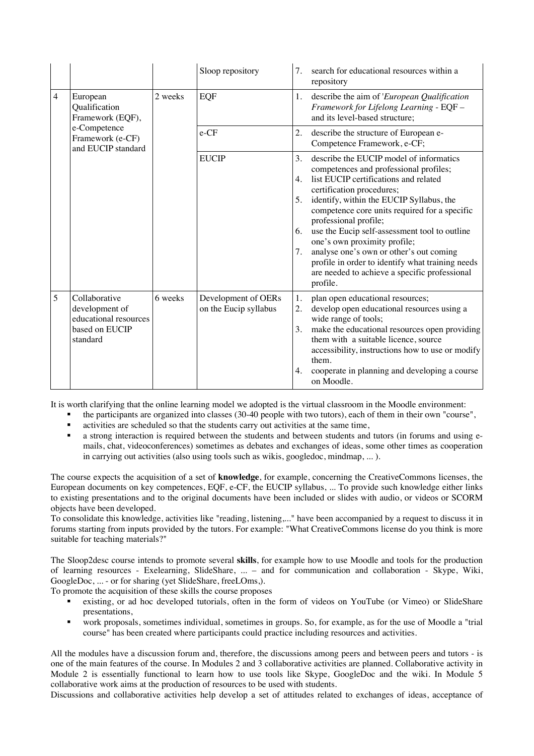| | | | | |
|---|---|---|---|---|
| | | | Sloop repository | 7. search for educational resources within a repository |
| 4 | European Qualification Framework (EQF), e-Competence Framework (e-CF) and EUCIP standard | 2 weeks | EQF | 1. describe the aim of '*European Qualification Framework for Lifelong Learning* - EQF – and its level-based structure; |
| | | | e-CF | 2. describe the structure of European e-Competence Framework, e-CF; |
| | | | EUCIP | 3. describe the EUCIP model of informatics competences and professional profiles;<br>4. list EUCIP certifications and related certification procedures;<br>5. identify, within the EUCIP Syllabus, the competence core units required for a specific professional profile;<br>6. use the Eucip self-assessment tool to outline one's own proximity profile;<br>7. analyse one's own or other's out coming profile in order to identify what training needs are needed to achieve a specific professional profile. |
| 5 | Collaborative development of educational resources based on EUCIP standard | 6 weeks | Development of OERs on the Eucip syllabus | 1. plan open educational resources;<br>2. develop open educational resources using a wide range of tools;<br>3. make the educational resources open providing them with a suitable licence, source accessibility, instructions how to use or modify them.<br>4. cooperate in planning and developing a course on Moodle. |

It is worth clarifying that the online learning model we adopted is the virtual classroom in the Moodle environment:

- the participants are organized into classes (30-40 people with two tutors), each of them in their own "course",
- activities are scheduled so that the students carry out activities at the same time,
- a strong interaction is required between the students and between students and tutors (in forums and using e-mails, chat, videoconferences) sometimes as debates and exchanges of ideas, some other times as cooperation in carrying out activities (also using tools such as wikis, googledoc, mindmap, ... ).

The course expects the acquisition of a set of **knowledge**, for example, concerning the CreativeCommons licenses, the European documents on key competences, EQF, e-CF, the EUCIP syllabus, ... To provide such knowledge either links to existing presentations and to the original documents have been included or slides with audio, or videos or SCORM objects have been developed.

To consolidate this knowledge, activities like "reading, listening,..." have been accompanied by a request to discuss it in forums starting from inputs provided by the tutors. For example: "What CreativeCommons license do you think is more suitable for teaching materials?"

The Sloop2desc course intends to promote several **skills**, for example how to use Moodle and tools for the production of learning resources - Exelearning, SlideShare, ... – and for communication and collaboration - Skype, Wiki, GoogleDoc, ... - or for sharing (yet SlideShare, freeLOms,).

To promote the acquisition of these skills the course proposes

- existing, or ad hoc developed tutorials, often in the form of videos on YouTube (or Vimeo) or SlideShare presentations,
- work proposals, sometimes individual, sometimes in groups. So, for example, as for the use of Moodle a "trial course" has been created where participants could practice including resources and activities.

All the modules have a discussion forum and, therefore, the discussions among peers and between peers and tutors - is one of the main features of the course. In Modules 2 and 3 collaborative activities are planned. Collaborative activity in Module 2 is essentially functional to learn how to use tools like Skype, GoogleDoc and the wiki. In Module 5 collaborative work aims at the production of resources to be used with students.

Discussions and collaborative activities help develop a set of attitudes related to exchanges of ideas, acceptance of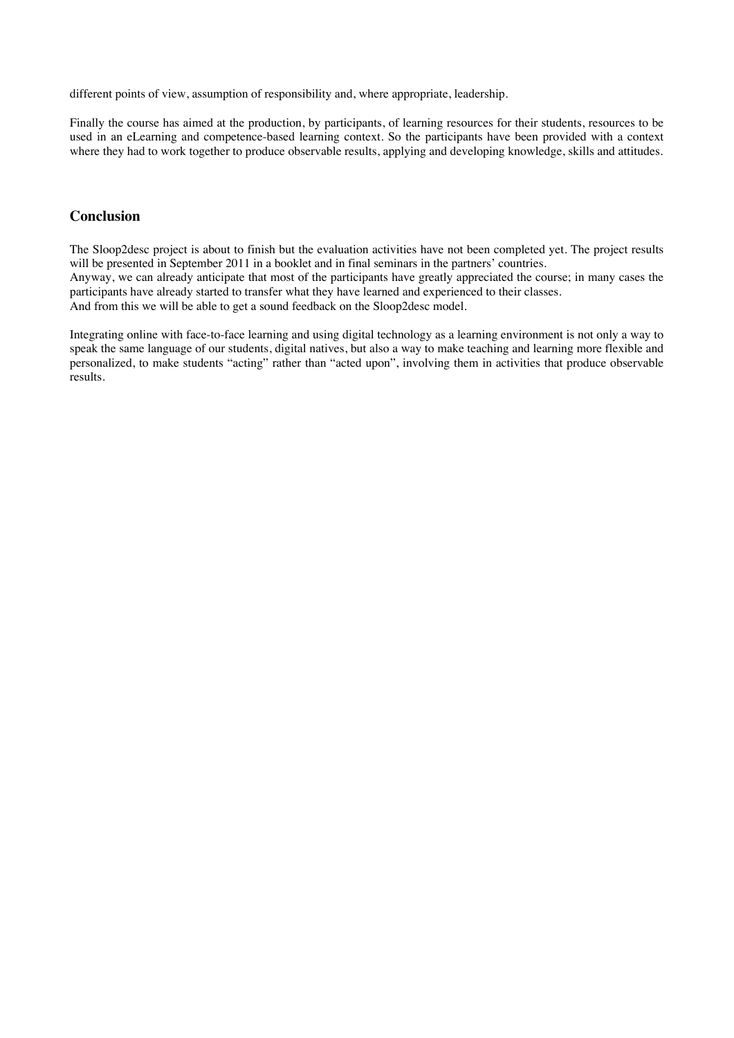different points of view, assumption of responsibility and, where appropriate, leadership.

Finally the course has aimed at the production, by participants, of learning resources for their students, resources to be used in an eLearning and competence-based learning context. So the participants have been provided with a context where they had to work together to produce observable results, applying and developing knowledge, skills and attitudes.

## Conclusion

The Sloop2desc project is about to finish but the evaluation activities have not been completed yet. The project results will be presented in September 2011 in a booklet and in final seminars in the partners' countries.
Anyway, we can already anticipate that most of the participants have greatly appreciated the course; in many cases the participants have already started to transfer what they have learned and experienced to their classes.
And from this we will be able to get a sound feedback on the Sloop2desc model.

Integrating online with face-to-face learning and using digital technology as a learning environment is not only a way to speak the same language of our students, digital natives, but also a way to make teaching and learning more flexible and personalized, to make students "acting" rather than "acted upon", involving them in activities that produce observable results.